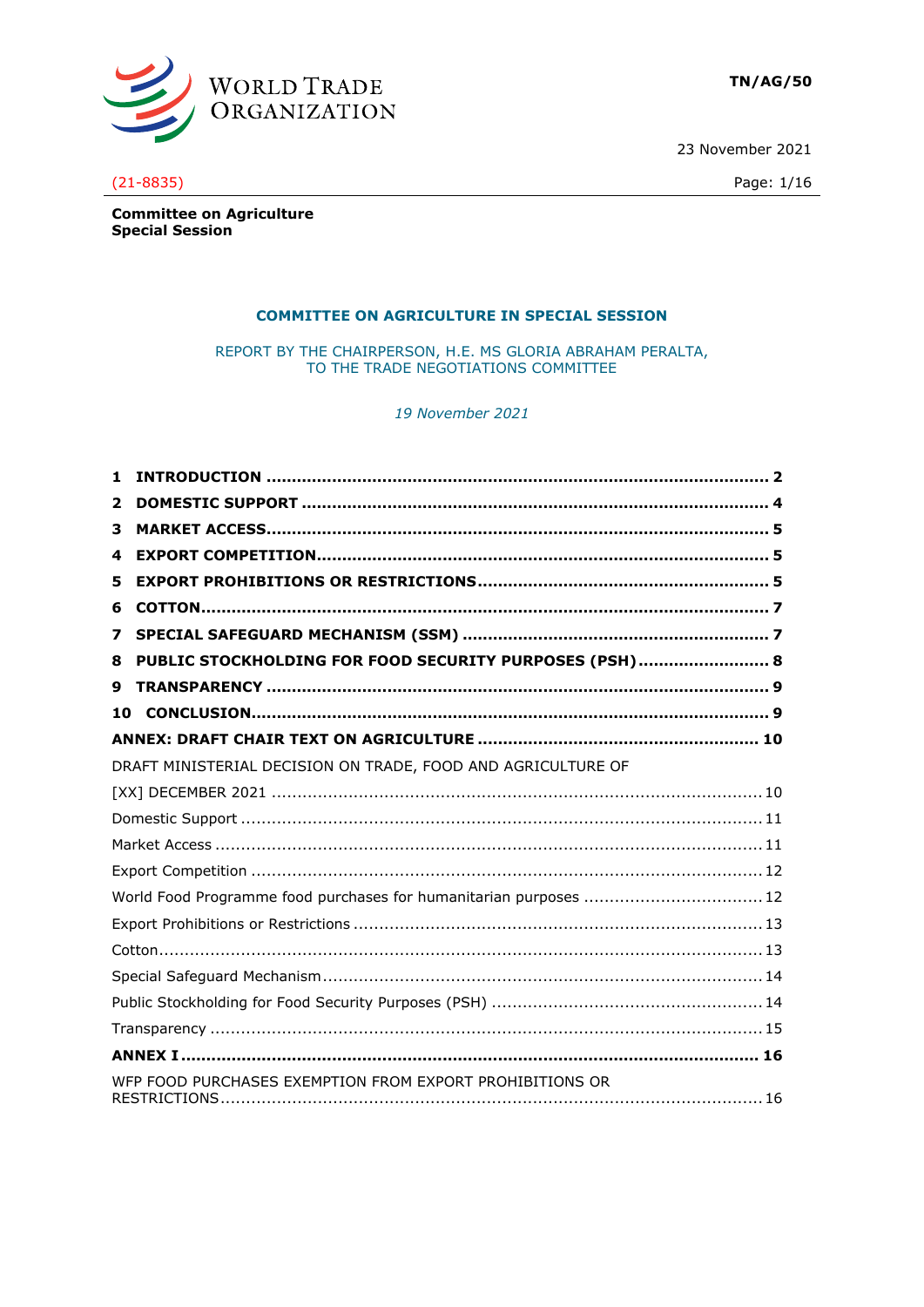WORLD TRADE ORGANIZATION

**TN/AG/50**

23 November 2021

(21-8835)

**Committee on Agriculture**
**Special Session**

## COMMITTEE ON AGRICULTURE IN SPECIAL SESSION

REPORT BY THE CHAIRPERSON, H.E. MS GLORIA ABRAHAM PERALTA,
TO THE TRADE NEGOTIATIONS COMMITTEE

*19 November 2021*

**1 INTRODUCTION** ..... **2**
**2 DOMESTIC SUPPORT** ..... **4**
**3 MARKET ACCESS** ..... **5**
**4 EXPORT COMPETITION** ..... **5**
**5 EXPORT PROHIBITIONS OR RESTRICTIONS** ..... **5**
**6 COTTON** ..... **7**
**7 SPECIAL SAFEGUARD MECHANISM (SSM)** ..... **7**
**8 PUBLIC STOCKHOLDING FOR FOOD SECURITY PURPOSES (PSH)** ..... **8**
**9 TRANSPARENCY** ..... **9**
**10 CONCLUSION** ..... **9**
**ANNEX: DRAFT CHAIR TEXT ON AGRICULTURE** ..... **10**
DRAFT MINISTERIAL DECISION ON TRADE, FOOD AND AGRICULTURE OF [XX] DECEMBER 2021 ..... 10
Domestic Support ..... 11
Market Access ..... 11
Export Competition ..... 12
World Food Programme food purchases for humanitarian purposes ..... 12
Export Prohibitions or Restrictions ..... 13
Cotton ..... 13
Special Safeguard Mechanism ..... 14
Public Stockholding for Food Security Purposes (PSH) ..... 14
Transparency ..... 15
**ANNEX I** ..... **16**
WFP FOOD PURCHASES EXEMPTION FROM EXPORT PROHIBITIONS OR RESTRICTIONS ..... 16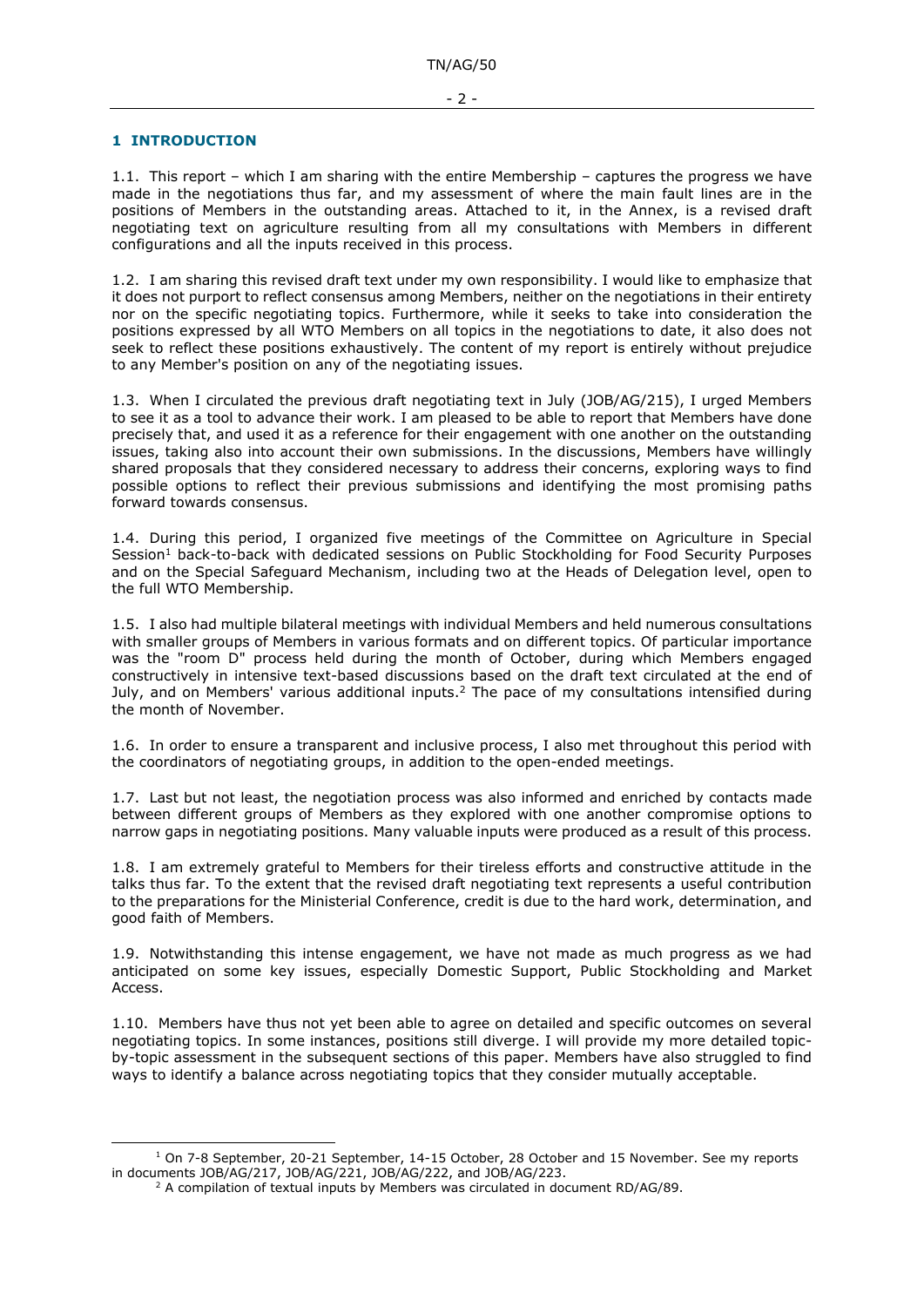## 1 INTRODUCTION

1.1. This report – which I am sharing with the entire Membership – captures the progress we have made in the negotiations thus far, and my assessment of where the main fault lines are in the positions of Members in the outstanding areas. Attached to it, in the Annex, is a revised draft negotiating text on agriculture resulting from all my consultations with Members in different configurations and all the inputs received in this process.

1.2. I am sharing this revised draft text under my own responsibility. I would like to emphasize that it does not purport to reflect consensus among Members, neither on the negotiations in their entirety nor on the specific negotiating topics. Furthermore, while it seeks to take into consideration the positions expressed by all WTO Members on all topics in the negotiations to date, it also does not seek to reflect these positions exhaustively. The content of my report is entirely without prejudice to any Member's position on any of the negotiating issues.

1.3. When I circulated the previous draft negotiating text in July (JOB/AG/215), I urged Members to see it as a tool to advance their work. I am pleased to be able to report that Members have done precisely that, and used it as a reference for their engagement with one another on the outstanding issues, taking also into account their own submissions. In the discussions, Members have willingly shared proposals that they considered necessary to address their concerns, exploring ways to find possible options to reflect their previous submissions and identifying the most promising paths forward towards consensus.

1.4. During this period, I organized five meetings of the Committee on Agriculture in Special Session[1] back-to-back with dedicated sessions on Public Stockholding for Food Security Purposes and on the Special Safeguard Mechanism, including two at the Heads of Delegation level, open to the full WTO Membership.

1.5. I also had multiple bilateral meetings with individual Members and held numerous consultations with smaller groups of Members in various formats and on different topics. Of particular importance was the "room D" process held during the month of October, during which Members engaged constructively in intensive text-based discussions based on the draft text circulated at the end of July, and on Members' various additional inputs.[2] The pace of my consultations intensified during the month of November.

1.6. In order to ensure a transparent and inclusive process, I also met throughout this period with the coordinators of negotiating groups, in addition to the open-ended meetings.

1.7. Last but not least, the negotiation process was also informed and enriched by contacts made between different groups of Members as they explored with one another compromise options to narrow gaps in negotiating positions. Many valuable inputs were produced as a result of this process.

1.8. I am extremely grateful to Members for their tireless efforts and constructive attitude in the talks thus far. To the extent that the revised draft negotiating text represents a useful contribution to the preparations for the Ministerial Conference, credit is due to the hard work, determination, and good faith of Members.

1.9. Notwithstanding this intense engagement, we have not made as much progress as we had anticipated on some key issues, especially Domestic Support, Public Stockholding and Market Access.

1.10. Members have thus not yet been able to agree on detailed and specific outcomes on several negotiating topics. In some instances, positions still diverge. I will provide my more detailed topic-by-topic assessment in the subsequent sections of this paper. Members have also struggled to find ways to identify a balance across negotiating topics that they consider mutually acceptable.

---

[1] On 7-8 September, 20-21 September, 14-15 October, 28 October and 15 November. See my reports in documents JOB/AG/217, JOB/AG/221, JOB/AG/222, and JOB/AG/223.

[2] A compilation of textual inputs by Members was circulated in document RD/AG/89.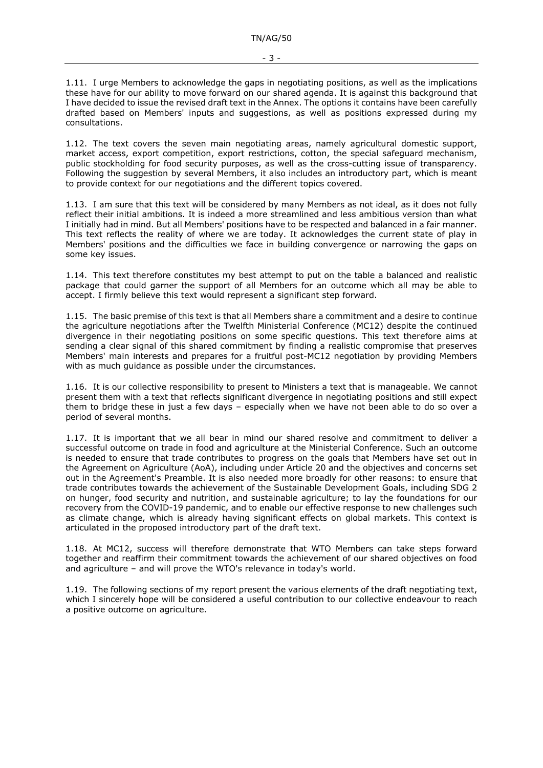1.11. I urge Members to acknowledge the gaps in negotiating positions, as well as the implications these have for our ability to move forward on our shared agenda. It is against this background that I have decided to issue the revised draft text in the Annex. The options it contains have been carefully drafted based on Members' inputs and suggestions, as well as positions expressed during my consultations.

1.12. The text covers the seven main negotiating areas, namely agricultural domestic support, market access, export competition, export restrictions, cotton, the special safeguard mechanism, public stockholding for food security purposes, as well as the cross-cutting issue of transparency. Following the suggestion by several Members, it also includes an introductory part, which is meant to provide context for our negotiations and the different topics covered.

1.13. I am sure that this text will be considered by many Members as not ideal, as it does not fully reflect their initial ambitions. It is indeed a more streamlined and less ambitious version than what I initially had in mind. But all Members' positions have to be respected and balanced in a fair manner. This text reflects the reality of where we are today. It acknowledges the current state of play in Members' positions and the difficulties we face in building convergence or narrowing the gaps on some key issues.

1.14. This text therefore constitutes my best attempt to put on the table a balanced and realistic package that could garner the support of all Members for an outcome which all may be able to accept. I firmly believe this text would represent a significant step forward.

1.15. The basic premise of this text is that all Members share a commitment and a desire to continue the agriculture negotiations after the Twelfth Ministerial Conference (MC12) despite the continued divergence in their negotiating positions on some specific questions. This text therefore aims at sending a clear signal of this shared commitment by finding a realistic compromise that preserves Members' main interests and prepares for a fruitful post-MC12 negotiation by providing Members with as much guidance as possible under the circumstances.

1.16. It is our collective responsibility to present to Ministers a text that is manageable. We cannot present them with a text that reflects significant divergence in negotiating positions and still expect them to bridge these in just a few days – especially when we have not been able to do so over a period of several months.

1.17. It is important that we all bear in mind our shared resolve and commitment to deliver a successful outcome on trade in food and agriculture at the Ministerial Conference. Such an outcome is needed to ensure that trade contributes to progress on the goals that Members have set out in the Agreement on Agriculture (AoA), including under Article 20 and the objectives and concerns set out in the Agreement's Preamble. It is also needed more broadly for other reasons: to ensure that trade contributes towards the achievement of the Sustainable Development Goals, including SDG 2 on hunger, food security and nutrition, and sustainable agriculture; to lay the foundations for our recovery from the COVID-19 pandemic, and to enable our effective response to new challenges such as climate change, which is already having significant effects on global markets. This context is articulated in the proposed introductory part of the draft text.

1.18. At MC12, success will therefore demonstrate that WTO Members can take steps forward together and reaffirm their commitment towards the achievement of our shared objectives on food and agriculture – and will prove the WTO's relevance in today's world.

1.19. The following sections of my report present the various elements of the draft negotiating text, which I sincerely hope will be considered a useful contribution to our collective endeavour to reach a positive outcome on agriculture.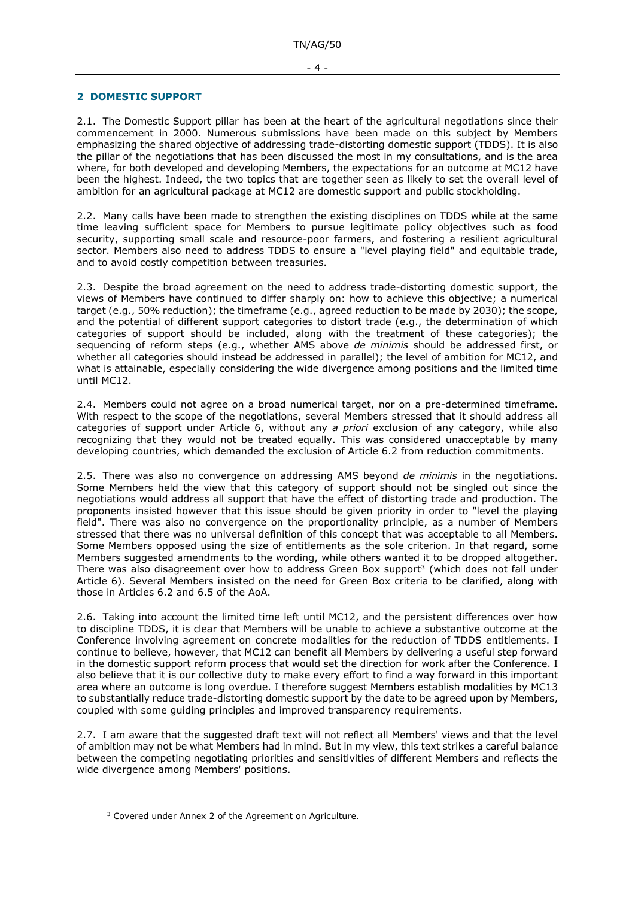## 2 DOMESTIC SUPPORT

2.1. The Domestic Support pillar has been at the heart of the agricultural negotiations since their commencement in 2000. Numerous submissions have been made on this subject by Members emphasizing the shared objective of addressing trade-distorting domestic support (TDDS). It is also the pillar of the negotiations that has been discussed the most in my consultations, and is the area where, for both developed and developing Members, the expectations for an outcome at MC12 have been the highest. Indeed, the two topics that are together seen as likely to set the overall level of ambition for an agricultural package at MC12 are domestic support and public stockholding.

2.2. Many calls have been made to strengthen the existing disciplines on TDDS while at the same time leaving sufficient space for Members to pursue legitimate policy objectives such as food security, supporting small scale and resource-poor farmers, and fostering a resilient agricultural sector. Members also need to address TDDS to ensure a "level playing field" and equitable trade, and to avoid costly competition between treasuries.

2.3. Despite the broad agreement on the need to address trade-distorting domestic support, the views of Members have continued to differ sharply on: how to achieve this objective; a numerical target (e.g., 50% reduction); the timeframe (e.g., agreed reduction to be made by 2030); the scope, and the potential of different support categories to distort trade (e.g., the determination of which categories of support should be included, along with the treatment of these categories); the sequencing of reform steps (e.g., whether AMS above *de minimis* should be addressed first, or whether all categories should instead be addressed in parallel); the level of ambition for MC12, and what is attainable, especially considering the wide divergence among positions and the limited time until MC12.

2.4. Members could not agree on a broad numerical target, nor on a pre-determined timeframe. With respect to the scope of the negotiations, several Members stressed that it should address all categories of support under Article 6, without any *a priori* exclusion of any category, while also recognizing that they would not be treated equally. This was considered unacceptable by many developing countries, which demanded the exclusion of Article 6.2 from reduction commitments.

2.5. There was also no convergence on addressing AMS beyond *de minimis* in the negotiations. Some Members held the view that this category of support should not be singled out since the negotiations would address all support that have the effect of distorting trade and production. The proponents insisted however that this issue should be given priority in order to "level the playing field". There was also no convergence on the proportionality principle, as a number of Members stressed that there was no universal definition of this concept that was acceptable to all Members. Some Members opposed using the size of entitlements as the sole criterion. In that regard, some Members suggested amendments to the wording, while others wanted it to be dropped altogether. There was also disagreement over how to address Green Box support[3] (which does not fall under Article 6). Several Members insisted on the need for Green Box criteria to be clarified, along with those in Articles 6.2 and 6.5 of the AoA.

2.6. Taking into account the limited time left until MC12, and the persistent differences over how to discipline TDDS, it is clear that Members will be unable to achieve a substantive outcome at the Conference involving agreement on concrete modalities for the reduction of TDDS entitlements. I continue to believe, however, that MC12 can benefit all Members by delivering a useful step forward in the domestic support reform process that would set the direction for work after the Conference. I also believe that it is our collective duty to make every effort to find a way forward in this important area where an outcome is long overdue. I therefore suggest Members establish modalities by MC13 to substantially reduce trade-distorting domestic support by the date to be agreed upon by Members, coupled with some guiding principles and improved transparency requirements.

2.7. I am aware that the suggested draft text will not reflect all Members' views and that the level of ambition may not be what Members had in mind. But in my view, this text strikes a careful balance between the competing negotiating priorities and sensitivities of different Members and reflects the wide divergence among Members' positions.

[3] Covered under Annex 2 of the Agreement on Agriculture.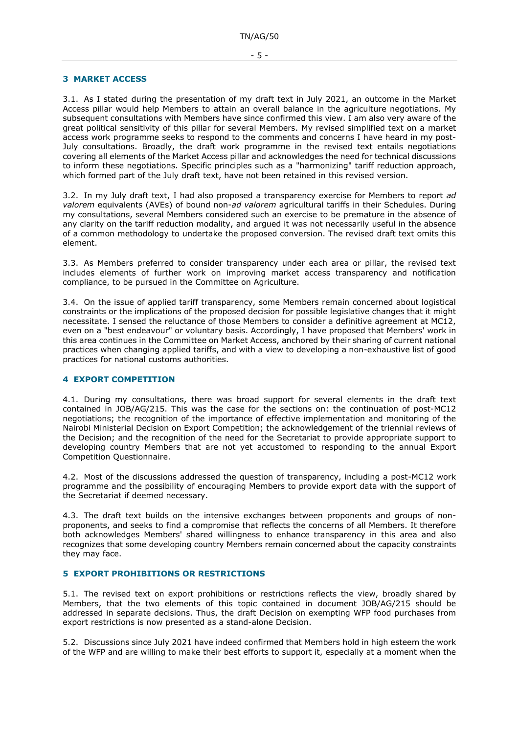## 3 MARKET ACCESS

3.1. As I stated during the presentation of my draft text in July 2021, an outcome in the Market Access pillar would help Members to attain an overall balance in the agriculture negotiations. My subsequent consultations with Members have since confirmed this view. I am also very aware of the great political sensitivity of this pillar for several Members. My revised simplified text on a market access work programme seeks to respond to the comments and concerns I have heard in my post-July consultations. Broadly, the draft work programme in the revised text entails negotiations covering all elements of the Market Access pillar and acknowledges the need for technical discussions to inform these negotiations. Specific principles such as a "harmonizing" tariff reduction approach, which formed part of the July draft text, have not been retained in this revised version.

3.2. In my July draft text, I had also proposed a transparency exercise for Members to report *ad valorem* equivalents (AVEs) of bound non-*ad valorem* agricultural tariffs in their Schedules. During my consultations, several Members considered such an exercise to be premature in the absence of any clarity on the tariff reduction modality, and argued it was not necessarily useful in the absence of a common methodology to undertake the proposed conversion. The revised draft text omits this element.

3.3. As Members preferred to consider transparency under each area or pillar, the revised text includes elements of further work on improving market access transparency and notification compliance, to be pursued in the Committee on Agriculture.

3.4. On the issue of applied tariff transparency, some Members remain concerned about logistical constraints or the implications of the proposed decision for possible legislative changes that it might necessitate. I sensed the reluctance of those Members to consider a definitive agreement at MC12, even on a "best endeavour" or voluntary basis. Accordingly, I have proposed that Members' work in this area continues in the Committee on Market Access, anchored by their sharing of current national practices when changing applied tariffs, and with a view to developing a non-exhaustive list of good practices for national customs authorities.

## 4 EXPORT COMPETITION

4.1. During my consultations, there was broad support for several elements in the draft text contained in JOB/AG/215. This was the case for the sections on: the continuation of post-MC12 negotiations; the recognition of the importance of effective implementation and monitoring of the Nairobi Ministerial Decision on Export Competition; the acknowledgement of the triennial reviews of the Decision; and the recognition of the need for the Secretariat to provide appropriate support to developing country Members that are not yet accustomed to responding to the annual Export Competition Questionnaire.

4.2. Most of the discussions addressed the question of transparency, including a post-MC12 work programme and the possibility of encouraging Members to provide export data with the support of the Secretariat if deemed necessary.

4.3. The draft text builds on the intensive exchanges between proponents and groups of non-proponents, and seeks to find a compromise that reflects the concerns of all Members. It therefore both acknowledges Members' shared willingness to enhance transparency in this area and also recognizes that some developing country Members remain concerned about the capacity constraints they may face.

## 5 EXPORT PROHIBITIONS OR RESTRICTIONS

5.1. The revised text on export prohibitions or restrictions reflects the view, broadly shared by Members, that the two elements of this topic contained in document JOB/AG/215 should be addressed in separate decisions. Thus, the draft Decision on exempting WFP food purchases from export restrictions is now presented as a stand-alone Decision.

5.2. Discussions since July 2021 have indeed confirmed that Members hold in high esteem the work of the WFP and are willing to make their best efforts to support it, especially at a moment when the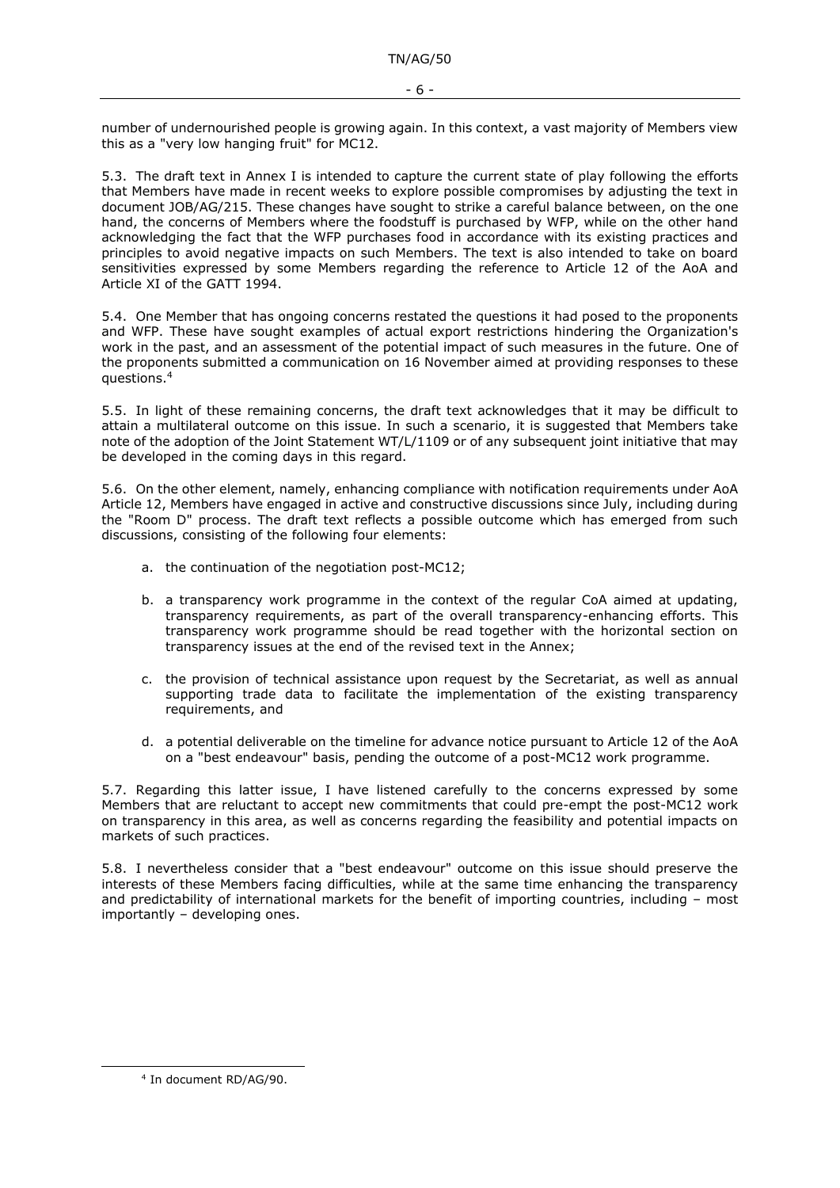number of undernourished people is growing again. In this context, a vast majority of Members view this as a "very low hanging fruit" for MC12.

5.3. The draft text in Annex I is intended to capture the current state of play following the efforts that Members have made in recent weeks to explore possible compromises by adjusting the text in document JOB/AG/215. These changes have sought to strike a careful balance between, on the one hand, the concerns of Members where the foodstuff is purchased by WFP, while on the other hand acknowledging the fact that the WFP purchases food in accordance with its existing practices and principles to avoid negative impacts on such Members. The text is also intended to take on board sensitivities expressed by some Members regarding the reference to Article 12 of the AoA and Article XI of the GATT 1994.

5.4. One Member that has ongoing concerns restated the questions it had posed to the proponents and WFP. These have sought examples of actual export restrictions hindering the Organization's work in the past, and an assessment of the potential impact of such measures in the future. One of the proponents submitted a communication on 16 November aimed at providing responses to these questions.[4]

5.5. In light of these remaining concerns, the draft text acknowledges that it may be difficult to attain a multilateral outcome on this issue. In such a scenario, it is suggested that Members take note of the adoption of the Joint Statement WT/L/1109 or of any subsequent joint initiative that may be developed in the coming days in this regard.

5.6. On the other element, namely, enhancing compliance with notification requirements under AoA Article 12, Members have engaged in active and constructive discussions since July, including during the "Room D" process. The draft text reflects a possible outcome which has emerged from such discussions, consisting of the following four elements:

a. the continuation of the negotiation post-MC12;

b. a transparency work programme in the context of the regular CoA aimed at updating, transparency requirements, as part of the overall transparency-enhancing efforts. This transparency work programme should be read together with the horizontal section on transparency issues at the end of the revised text in the Annex;

c. the provision of technical assistance upon request by the Secretariat, as well as annual supporting trade data to facilitate the implementation of the existing transparency requirements, and

d. a potential deliverable on the timeline for advance notice pursuant to Article 12 of the AoA on a "best endeavour" basis, pending the outcome of a post-MC12 work programme.

5.7. Regarding this latter issue, I have listened carefully to the concerns expressed by some Members that are reluctant to accept new commitments that could pre-empt the post-MC12 work on transparency in this area, as well as concerns regarding the feasibility and potential impacts on markets of such practices.

5.8. I nevertheless consider that a "best endeavour" outcome on this issue should preserve the interests of these Members facing difficulties, while at the same time enhancing the transparency and predictability of international markets for the benefit of importing countries, including – most importantly – developing ones.

[4] In document RD/AG/90.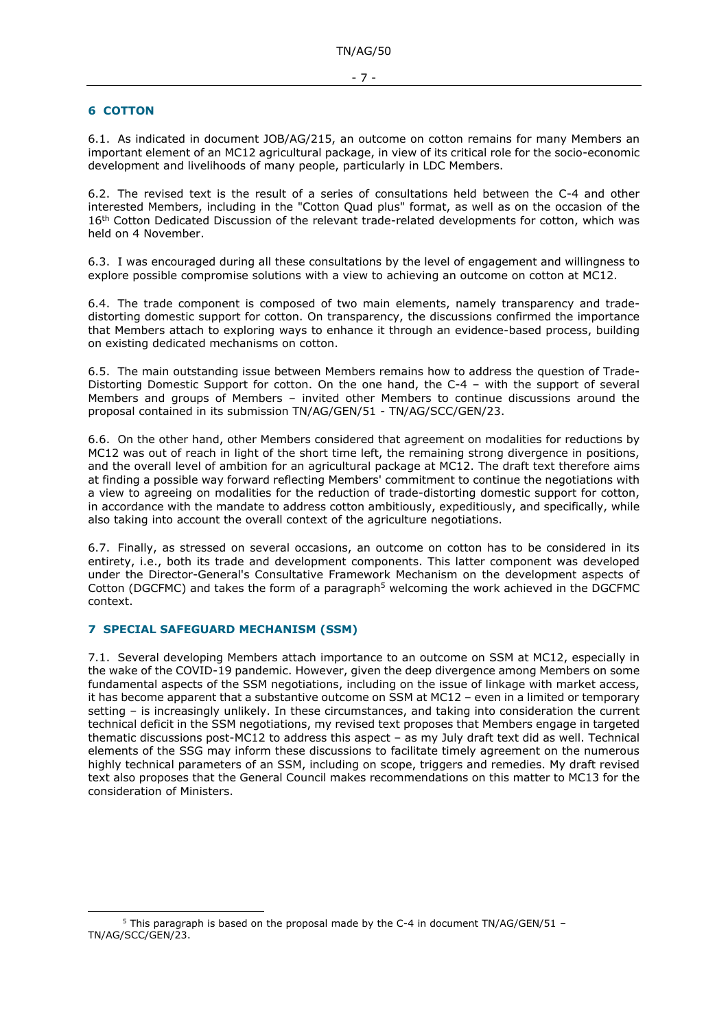## 6 COTTON

6.1. As indicated in document JOB/AG/215, an outcome on cotton remains for many Members an important element of an MC12 agricultural package, in view of its critical role for the socio-economic development and livelihoods of many people, particularly in LDC Members.

6.2. The revised text is the result of a series of consultations held between the C-4 and other interested Members, including in the "Cotton Quad plus" format, as well as on the occasion of the 16th Cotton Dedicated Discussion of the relevant trade-related developments for cotton, which was held on 4 November.

6.3. I was encouraged during all these consultations by the level of engagement and willingness to explore possible compromise solutions with a view to achieving an outcome on cotton at MC12.

6.4. The trade component is composed of two main elements, namely transparency and trade-distorting domestic support for cotton. On transparency, the discussions confirmed the importance that Members attach to exploring ways to enhance it through an evidence-based process, building on existing dedicated mechanisms on cotton.

6.5. The main outstanding issue between Members remains how to address the question of Trade-Distorting Domestic Support for cotton. On the one hand, the C-4 – with the support of several Members and groups of Members – invited other Members to continue discussions around the proposal contained in its submission TN/AG/GEN/51 - TN/AG/SCC/GEN/23.

6.6. On the other hand, other Members considered that agreement on modalities for reductions by MC12 was out of reach in light of the short time left, the remaining strong divergence in positions, and the overall level of ambition for an agricultural package at MC12. The draft text therefore aims at finding a possible way forward reflecting Members' commitment to continue the negotiations with a view to agreeing on modalities for the reduction of trade-distorting domestic support for cotton, in accordance with the mandate to address cotton ambitiously, expeditiously, and specifically, while also taking into account the overall context of the agriculture negotiations.

6.7. Finally, as stressed on several occasions, an outcome on cotton has to be considered in its entirety, i.e., both its trade and development components. This latter component was developed under the Director-General's Consultative Framework Mechanism on the development aspects of Cotton (DGCFMC) and takes the form of a paragraph[5] welcoming the work achieved in the DGCFMC context.

## 7 SPECIAL SAFEGUARD MECHANISM (SSM)

7.1. Several developing Members attach importance to an outcome on SSM at MC12, especially in the wake of the COVID-19 pandemic. However, given the deep divergence among Members on some fundamental aspects of the SSM negotiations, including on the issue of linkage with market access, it has become apparent that a substantive outcome on SSM at MC12 – even in a limited or temporary setting – is increasingly unlikely. In these circumstances, and taking into consideration the current technical deficit in the SSM negotiations, my revised text proposes that Members engage in targeted thematic discussions post-MC12 to address this aspect – as my July draft text did as well. Technical elements of the SSG may inform these discussions to facilitate timely agreement on the numerous highly technical parameters of an SSM, including on scope, triggers and remedies. My draft revised text also proposes that the General Council makes recommendations on this matter to MC13 for the consideration of Ministers.

---

[5] This paragraph is based on the proposal made by the C-4 in document TN/AG/GEN/51 – TN/AG/SCC/GEN/23.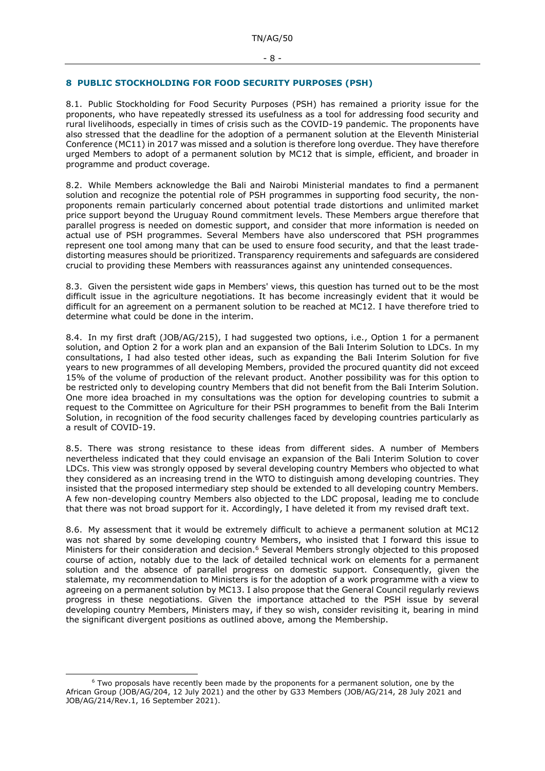## 8 PUBLIC STOCKHOLDING FOR FOOD SECURITY PURPOSES (PSH)

8.1. Public Stockholding for Food Security Purposes (PSH) has remained a priority issue for the proponents, who have repeatedly stressed its usefulness as a tool for addressing food security and rural livelihoods, especially in times of crisis such as the COVID-19 pandemic. The proponents have also stressed that the deadline for the adoption of a permanent solution at the Eleventh Ministerial Conference (MC11) in 2017 was missed and a solution is therefore long overdue. They have therefore urged Members to adopt of a permanent solution by MC12 that is simple, efficient, and broader in programme and product coverage.

8.2. While Members acknowledge the Bali and Nairobi Ministerial mandates to find a permanent solution and recognize the potential role of PSH programmes in supporting food security, the non-proponents remain particularly concerned about potential trade distortions and unlimited market price support beyond the Uruguay Round commitment levels. These Members argue therefore that parallel progress is needed on domestic support, and consider that more information is needed on actual use of PSH programmes. Several Members have also underscored that PSH programmes represent one tool among many that can be used to ensure food security, and that the least trade-distorting measures should be prioritized. Transparency requirements and safeguards are considered crucial to providing these Members with reassurances against any unintended consequences.

8.3. Given the persistent wide gaps in Members' views, this question has turned out to be the most difficult issue in the agriculture negotiations. It has become increasingly evident that it would be difficult for an agreement on a permanent solution to be reached at MC12. I have therefore tried to determine what could be done in the interim.

8.4. In my first draft (JOB/AG/215), I had suggested two options, i.e., Option 1 for a permanent solution, and Option 2 for a work plan and an expansion of the Bali Interim Solution to LDCs. In my consultations, I had also tested other ideas, such as expanding the Bali Interim Solution for five years to new programmes of all developing Members, provided the procured quantity did not exceed 15% of the volume of production of the relevant product. Another possibility was for this option to be restricted only to developing country Members that did not benefit from the Bali Interim Solution. One more idea broached in my consultations was the option for developing countries to submit a request to the Committee on Agriculture for their PSH programmes to benefit from the Bali Interim Solution, in recognition of the food security challenges faced by developing countries particularly as a result of COVID-19.

8.5. There was strong resistance to these ideas from different sides. A number of Members nevertheless indicated that they could envisage an expansion of the Bali Interim Solution to cover LDCs. This view was strongly opposed by several developing country Members who objected to what they considered as an increasing trend in the WTO to distinguish among developing countries. They insisted that the proposed intermediary step should be extended to all developing country Members. A few non-developing country Members also objected to the LDC proposal, leading me to conclude that there was not broad support for it. Accordingly, I have deleted it from my revised draft text.

8.6. My assessment that it would be extremely difficult to achieve a permanent solution at MC12 was not shared by some developing country Members, who insisted that I forward this issue to Ministers for their consideration and decision.[6] Several Members strongly objected to this proposed course of action, notably due to the lack of detailed technical work on elements for a permanent solution and the absence of parallel progress on domestic support. Consequently, given the stalemate, my recommendation to Ministers is for the adoption of a work programme with a view to agreeing on a permanent solution by MC13. I also propose that the General Council regularly reviews progress in these negotiations. Given the importance attached to the PSH issue by several developing country Members, Ministers may, if they so wish, consider revisiting it, bearing in mind the significant divergent positions as outlined above, among the Membership.

[6] Two proposals have recently been made by the proponents for a permanent solution, one by the African Group (JOB/AG/204, 12 July 2021) and the other by G33 Members (JOB/AG/214, 28 July 2021 and JOB/AG/214/Rev.1, 16 September 2021).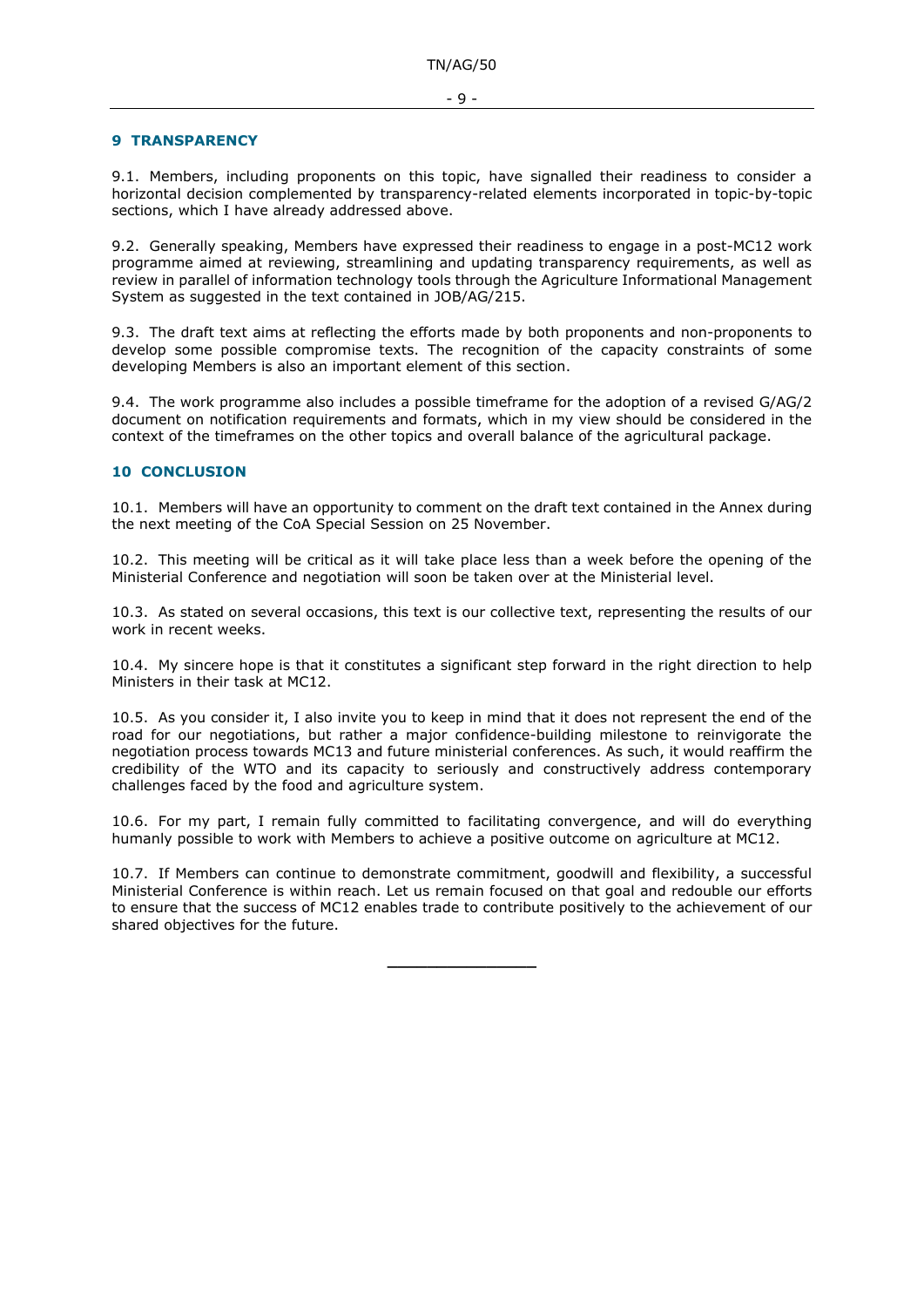## 9 TRANSPARENCY

9.1. Members, including proponents on this topic, have signalled their readiness to consider a horizontal decision complemented by transparency-related elements incorporated in topic-by-topic sections, which I have already addressed above.

9.2. Generally speaking, Members have expressed their readiness to engage in a post-MC12 work programme aimed at reviewing, streamlining and updating transparency requirements, as well as review in parallel of information technology tools through the Agriculture Informational Management System as suggested in the text contained in JOB/AG/215.

9.3. The draft text aims at reflecting the efforts made by both proponents and non-proponents to develop some possible compromise texts. The recognition of the capacity constraints of some developing Members is also an important element of this section.

9.4. The work programme also includes a possible timeframe for the adoption of a revised G/AG/2 document on notification requirements and formats, which in my view should be considered in the context of the timeframes on the other topics and overall balance of the agricultural package.

## 10 CONCLUSION

10.1. Members will have an opportunity to comment on the draft text contained in the Annex during the next meeting of the CoA Special Session on 25 November.

10.2. This meeting will be critical as it will take place less than a week before the opening of the Ministerial Conference and negotiation will soon be taken over at the Ministerial level.

10.3. As stated on several occasions, this text is our collective text, representing the results of our work in recent weeks.

10.4. My sincere hope is that it constitutes a significant step forward in the right direction to help Ministers in their task at MC12.

10.5. As you consider it, I also invite you to keep in mind that it does not represent the end of the road for our negotiations, but rather a major confidence-building milestone to reinvigorate the negotiation process towards MC13 and future ministerial conferences. As such, it would reaffirm the credibility of the WTO and its capacity to seriously and constructively address contemporary challenges faced by the food and agriculture system.

10.6. For my part, I remain fully committed to facilitating convergence, and will do everything humanly possible to work with Members to achieve a positive outcome on agriculture at MC12.

10.7. If Members can continue to demonstrate commitment, goodwill and flexibility, a successful Ministerial Conference is within reach. Let us remain focused on that goal and redouble our efforts to ensure that the success of MC12 enables trade to contribute positively to the achievement of our shared objectives for the future.

---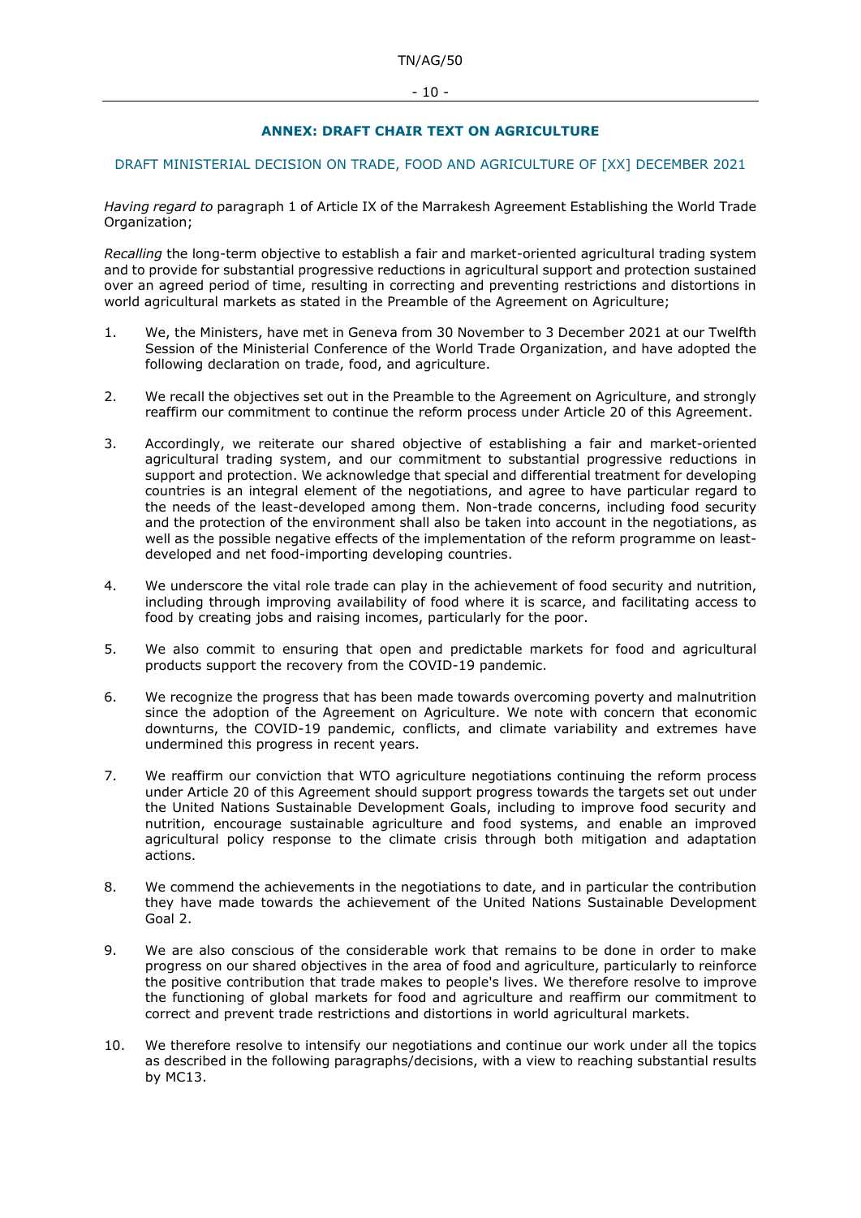## ANNEX: DRAFT CHAIR TEXT ON AGRICULTURE

### DRAFT MINISTERIAL DECISION ON TRADE, FOOD AND AGRICULTURE OF [XX] DECEMBER 2021

*Having regard to* paragraph 1 of Article IX of the Marrakesh Agreement Establishing the World Trade Organization;

*Recalling* the long-term objective to establish a fair and market-oriented agricultural trading system and to provide for substantial progressive reductions in agricultural support and protection sustained over an agreed period of time, resulting in correcting and preventing restrictions and distortions in world agricultural markets as stated in the Preamble of the Agreement on Agriculture;

1. We, the Ministers, have met in Geneva from 30 November to 3 December 2021 at our Twelfth Session of the Ministerial Conference of the World Trade Organization, and have adopted the following declaration on trade, food, and agriculture.

2. We recall the objectives set out in the Preamble to the Agreement on Agriculture, and strongly reaffirm our commitment to continue the reform process under Article 20 of this Agreement.

3. Accordingly, we reiterate our shared objective of establishing a fair and market-oriented agricultural trading system, and our commitment to substantial progressive reductions in support and protection. We acknowledge that special and differential treatment for developing countries is an integral element of the negotiations, and agree to have particular regard to the needs of the least-developed among them. Non-trade concerns, including food security and the protection of the environment shall also be taken into account in the negotiations, as well as the possible negative effects of the implementation of the reform programme on least-developed and net food-importing developing countries.

4. We underscore the vital role trade can play in the achievement of food security and nutrition, including through improving availability of food where it is scarce, and facilitating access to food by creating jobs and raising incomes, particularly for the poor.

5. We also commit to ensuring that open and predictable markets for food and agricultural products support the recovery from the COVID-19 pandemic.

6. We recognize the progress that has been made towards overcoming poverty and malnutrition since the adoption of the Agreement on Agriculture. We note with concern that economic downturns, the COVID-19 pandemic, conflicts, and climate variability and extremes have undermined this progress in recent years.

7. We reaffirm our conviction that WTO agriculture negotiations continuing the reform process under Article 20 of this Agreement should support progress towards the targets set out under the United Nations Sustainable Development Goals, including to improve food security and nutrition, encourage sustainable agriculture and food systems, and enable an improved agricultural policy response to the climate crisis through both mitigation and adaptation actions.

8. We commend the achievements in the negotiations to date, and in particular the contribution they have made towards the achievement of the United Nations Sustainable Development Goal 2.

9. We are also conscious of the considerable work that remains to be done in order to make progress on our shared objectives in the area of food and agriculture, particularly to reinforce the positive contribution that trade makes to people's lives. We therefore resolve to improve the functioning of global markets for food and agriculture and reaffirm our commitment to correct and prevent trade restrictions and distortions in world agricultural markets.

10. We therefore resolve to intensify our negotiations and continue our work under all the topics as described in the following paragraphs/decisions, with a view to reaching substantial results by MC13.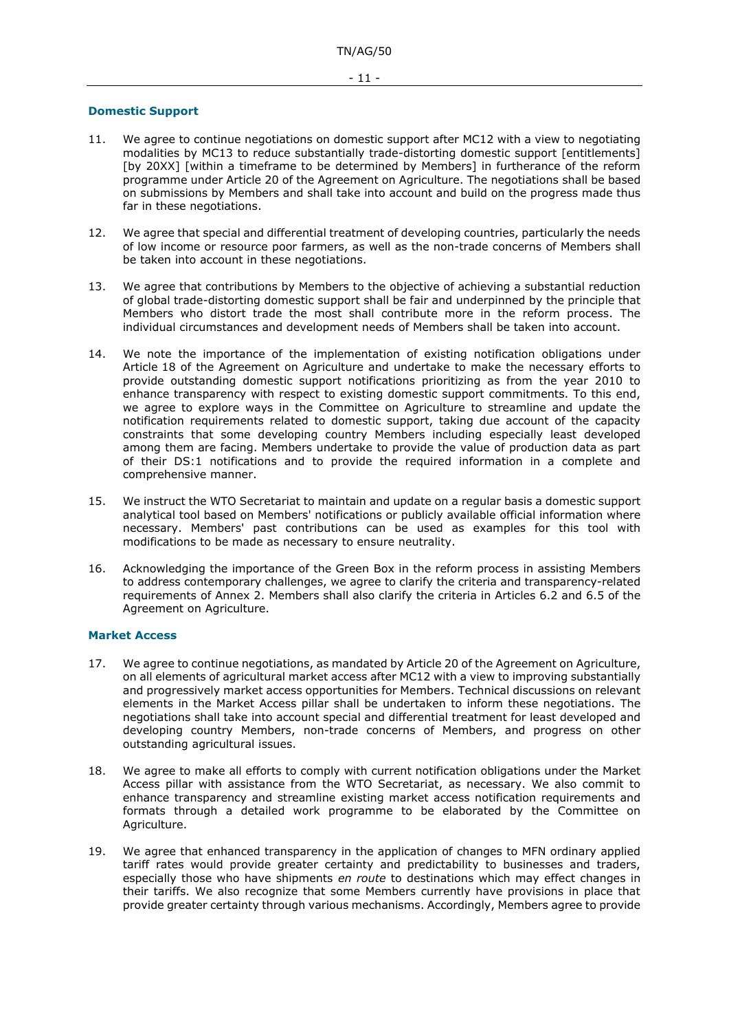### Domestic Support

11. We agree to continue negotiations on domestic support after MC12 with a view to negotiating modalities by MC13 to reduce substantially trade-distorting domestic support [entitlements] [by 20XX] [within a timeframe to be determined by Members] in furtherance of the reform programme under Article 20 of the Agreement on Agriculture. The negotiations shall be based on submissions by Members and shall take into account and build on the progress made thus far in these negotiations.

12. We agree that special and differential treatment of developing countries, particularly the needs of low income or resource poor farmers, as well as the non-trade concerns of Members shall be taken into account in these negotiations.

13. We agree that contributions by Members to the objective of achieving a substantial reduction of global trade-distorting domestic support shall be fair and underpinned by the principle that Members who distort trade the most shall contribute more in the reform process. The individual circumstances and development needs of Members shall be taken into account.

14. We note the importance of the implementation of existing notification obligations under Article 18 of the Agreement on Agriculture and undertake to make the necessary efforts to provide outstanding domestic support notifications prioritizing as from the year 2010 to enhance transparency with respect to existing domestic support commitments. To this end, we agree to explore ways in the Committee on Agriculture to streamline and update the notification requirements related to domestic support, taking due account of the capacity constraints that some developing country Members including especially least developed among them are facing. Members undertake to provide the value of production data as part of their DS:1 notifications and to provide the required information in a complete and comprehensive manner.

15. We instruct the WTO Secretariat to maintain and update on a regular basis a domestic support analytical tool based on Members' notifications or publicly available official information where necessary. Members' past contributions can be used as examples for this tool with modifications to be made as necessary to ensure neutrality.

16. Acknowledging the importance of the Green Box in the reform process in assisting Members to address contemporary challenges, we agree to clarify the criteria and transparency-related requirements of Annex 2. Members shall also clarify the criteria in Articles 6.2 and 6.5 of the Agreement on Agriculture.

### Market Access

17. We agree to continue negotiations, as mandated by Article 20 of the Agreement on Agriculture, on all elements of agricultural market access after MC12 with a view to improving substantially and progressively market access opportunities for Members. Technical discussions on relevant elements in the Market Access pillar shall be undertaken to inform these negotiations. The negotiations shall take into account special and differential treatment for least developed and developing country Members, non-trade concerns of Members, and progress on other outstanding agricultural issues.

18. We agree to make all efforts to comply with current notification obligations under the Market Access pillar with assistance from the WTO Secretariat, as necessary. We also commit to enhance transparency and streamline existing market access notification requirements and formats through a detailed work programme to be elaborated by the Committee on Agriculture.

19. We agree that enhanced transparency in the application of changes to MFN ordinary applied tariff rates would provide greater certainty and predictability to businesses and traders, especially those who have shipments *en route* to destinations which may effect changes in their tariffs. We also recognize that some Members currently have provisions in place that provide greater certainty through various mechanisms. Accordingly, Members agree to provide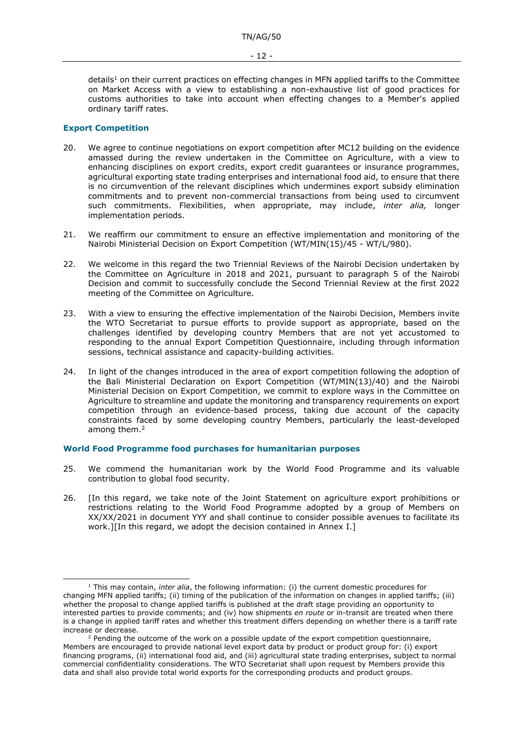details[1] on their current practices on effecting changes in MFN applied tariffs to the Committee on Market Access with a view to establishing a non-exhaustive list of good practices for customs authorities to take into account when effecting changes to a Member's applied ordinary tariff rates.

### Export Competition

20. We agree to continue negotiations on export competition after MC12 building on the evidence amassed during the review undertaken in the Committee on Agriculture, with a view to enhancing disciplines on export credits, export credit guarantees or insurance programmes, agricultural exporting state trading enterprises and international food aid, to ensure that there is no circumvention of the relevant disciplines which undermines export subsidy elimination commitments and to prevent non-commercial transactions from being used to circumvent such commitments. Flexibilities, when appropriate, may include, *inter alia,* longer implementation periods.

21. We reaffirm our commitment to ensure an effective implementation and monitoring of the Nairobi Ministerial Decision on Export Competition (WT/MIN(15)/45 - WT/L/980).

22. We welcome in this regard the two Triennial Reviews of the Nairobi Decision undertaken by the Committee on Agriculture in 2018 and 2021, pursuant to paragraph 5 of the Nairobi Decision and commit to successfully conclude the Second Triennial Review at the first 2022 meeting of the Committee on Agriculture.

23. With a view to ensuring the effective implementation of the Nairobi Decision, Members invite the WTO Secretariat to pursue efforts to provide support as appropriate, based on the challenges identified by developing country Members that are not yet accustomed to responding to the annual Export Competition Questionnaire, including through information sessions, technical assistance and capacity-building activities.

24. In light of the changes introduced in the area of export competition following the adoption of the Bali Ministerial Declaration on Export Competition (WT/MIN(13)/40) and the Nairobi Ministerial Decision on Export Competition, we commit to explore ways in the Committee on Agriculture to streamline and update the monitoring and transparency requirements on export competition through an evidence-based process, taking due account of the capacity constraints faced by some developing country Members, particularly the least-developed among them.[2]

### World Food Programme food purchases for humanitarian purposes

25. We commend the humanitarian work by the World Food Programme and its valuable contribution to global food security.

26. [In this regard, we take note of the Joint Statement on agriculture export prohibitions or restrictions relating to the World Food Programme adopted by a group of Members on XX/XX/2021 in document YYY and shall continue to consider possible avenues to facilitate its work.][In this regard, we adopt the decision contained in Annex I.]

---

[1] This may contain, *inter alia*, the following information: (i) the current domestic procedures for changing MFN applied tariffs; (ii) timing of the publication of the information on changes in applied tariffs; (iii) whether the proposal to change applied tariffs is published at the draft stage providing an opportunity to interested parties to provide comments; and (iv) how shipments *en route* or in-transit are treated when there is a change in applied tariff rates and whether this treatment differs depending on whether there is a tariff rate increase or decrease.

[2] Pending the outcome of the work on a possible update of the export competition questionnaire, Members are encouraged to provide national level export data by product or product group for: (i) export financing programs, (ii) international food aid, and (iii) agricultural state trading enterprises, subject to normal commercial confidentiality considerations. The WTO Secretariat shall upon request by Members provide this data and shall also provide total world exports for the corresponding products and product groups.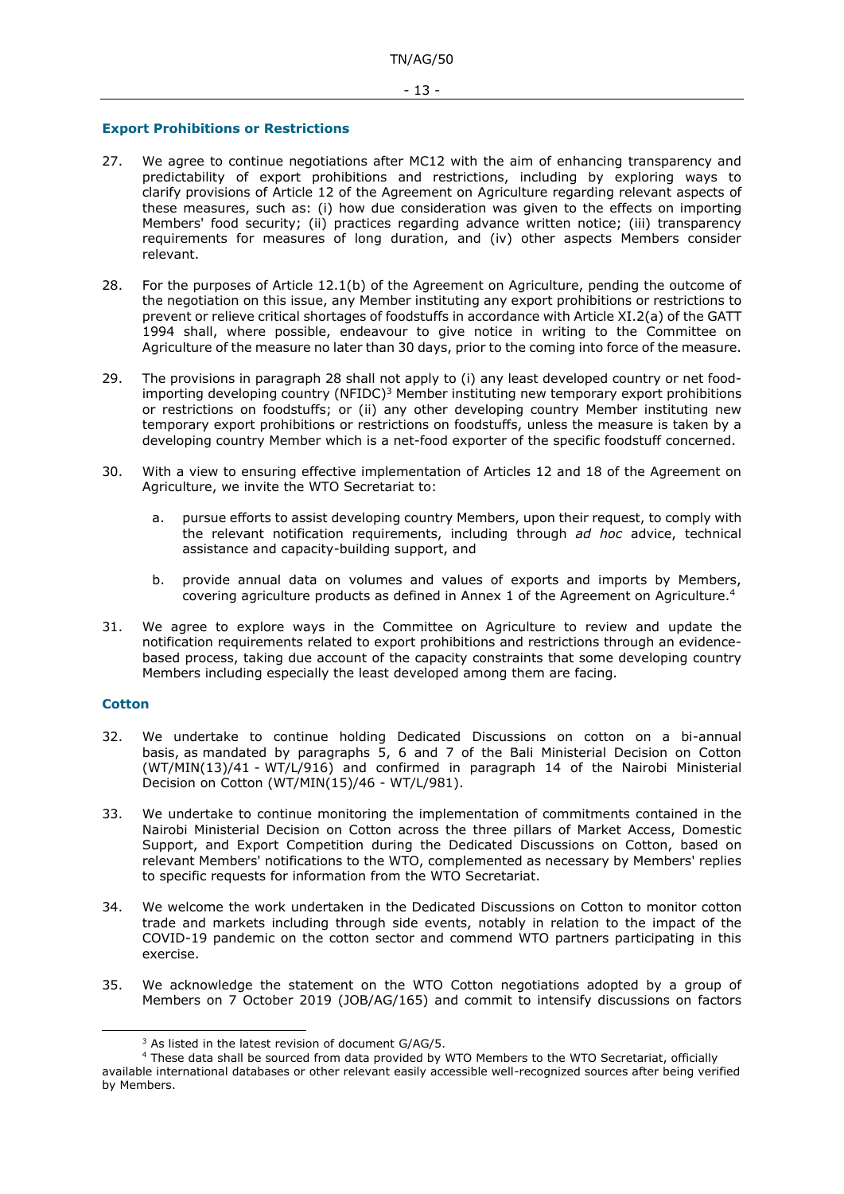### Export Prohibitions or Restrictions

27. We agree to continue negotiations after MC12 with the aim of enhancing transparency and predictability of export prohibitions and restrictions, including by exploring ways to clarify provisions of Article 12 of the Agreement on Agriculture regarding relevant aspects of these measures, such as: (i) how due consideration was given to the effects on importing Members' food security; (ii) practices regarding advance written notice; (iii) transparency requirements for measures of long duration, and (iv) other aspects Members consider relevant.

28. For the purposes of Article 12.1(b) of the Agreement on Agriculture, pending the outcome of the negotiation on this issue, any Member instituting any export prohibitions or restrictions to prevent or relieve critical shortages of foodstuffs in accordance with Article XI.2(a) of the GATT 1994 shall, where possible, endeavour to give notice in writing to the Committee on Agriculture of the measure no later than 30 days, prior to the coming into force of the measure.

29. The provisions in paragraph 28 shall not apply to (i) any least developed country or net food-importing developing country (NFIDC)[3] Member instituting new temporary export prohibitions or restrictions on foodstuffs; or (ii) any other developing country Member instituting new temporary export prohibitions or restrictions on foodstuffs, unless the measure is taken by a developing country Member which is a net-food exporter of the specific foodstuff concerned.

30. With a view to ensuring effective implementation of Articles 12 and 18 of the Agreement on Agriculture, we invite the WTO Secretariat to:

    a. pursue efforts to assist developing country Members, upon their request, to comply with the relevant notification requirements, including through *ad hoc* advice, technical assistance and capacity-building support, and

    b. provide annual data on volumes and values of exports and imports by Members, covering agriculture products as defined in Annex 1 of the Agreement on Agriculture.[4]

31. We agree to explore ways in the Committee on Agriculture to review and update the notification requirements related to export prohibitions and restrictions through an evidence-based process, taking due account of the capacity constraints that some developing country Members including especially the least developed among them are facing.

### Cotton

32. We undertake to continue holding Dedicated Discussions on cotton on a bi-annual basis, as mandated by paragraphs 5, 6 and 7 of the Bali Ministerial Decision on Cotton (WT/MIN(13)/41 - WT/L/916) and confirmed in paragraph 14 of the Nairobi Ministerial Decision on Cotton (WT/MIN(15)/46 - WT/L/981).

33. We undertake to continue monitoring the implementation of commitments contained in the Nairobi Ministerial Decision on Cotton across the three pillars of Market Access, Domestic Support, and Export Competition during the Dedicated Discussions on Cotton, based on relevant Members' notifications to the WTO, complemented as necessary by Members' replies to specific requests for information from the WTO Secretariat.

34. We welcome the work undertaken in the Dedicated Discussions on Cotton to monitor cotton trade and markets including through side events, notably in relation to the impact of the COVID-19 pandemic on the cotton sector and commend WTO partners participating in this exercise.

35. We acknowledge the statement on the WTO Cotton negotiations adopted by a group of Members on 7 October 2019 (JOB/AG/165) and commit to intensify discussions on factors

---

[3] As listed in the latest revision of document G/AG/5.

[4] These data shall be sourced from data provided by WTO Members to the WTO Secretariat, officially available international databases or other relevant easily accessible well-recognized sources after being verified by Members.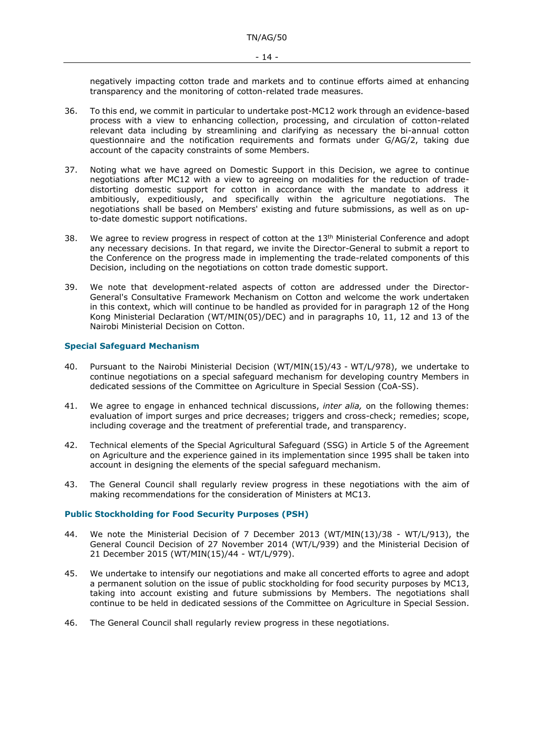negatively impacting cotton trade and markets and to continue efforts aimed at enhancing transparency and the monitoring of cotton-related trade measures.

36. To this end, we commit in particular to undertake post-MC12 work through an evidence-based process with a view to enhancing collection, processing, and circulation of cotton-related relevant data including by streamlining and clarifying as necessary the bi-annual cotton questionnaire and the notification requirements and formats under G/AG/2, taking due account of the capacity constraints of some Members.

37. Noting what we have agreed on Domestic Support in this Decision, we agree to continue negotiations after MC12 with a view to agreeing on modalities for the reduction of trade-distorting domestic support for cotton in accordance with the mandate to address it ambitiously, expeditiously, and specifically within the agriculture negotiations. The negotiations shall be based on Members' existing and future submissions, as well as on up-to-date domestic support notifications.

38. We agree to review progress in respect of cotton at the 13th Ministerial Conference and adopt any necessary decisions. In that regard, we invite the Director-General to submit a report to the Conference on the progress made in implementing the trade-related components of this Decision, including on the negotiations on cotton trade domestic support.

39. We note that development-related aspects of cotton are addressed under the Director-General's Consultative Framework Mechanism on Cotton and welcome the work undertaken in this context, which will continue to be handled as provided for in paragraph 12 of the Hong Kong Ministerial Declaration (WT/MIN(05)/DEC) and in paragraphs 10, 11, 12 and 13 of the Nairobi Ministerial Decision on Cotton.

### Special Safeguard Mechanism

40. Pursuant to the Nairobi Ministerial Decision (WT/MIN(15)/43 - WT/L/978), we undertake to continue negotiations on a special safeguard mechanism for developing country Members in dedicated sessions of the Committee on Agriculture in Special Session (CoA-SS).

41. We agree to engage in enhanced technical discussions, *inter alia,* on the following themes: evaluation of import surges and price decreases; triggers and cross-check; remedies; scope, including coverage and the treatment of preferential trade, and transparency.

42. Technical elements of the Special Agricultural Safeguard (SSG) in Article 5 of the Agreement on Agriculture and the experience gained in its implementation since 1995 shall be taken into account in designing the elements of the special safeguard mechanism.

43. The General Council shall regularly review progress in these negotiations with the aim of making recommendations for the consideration of Ministers at MC13.

### Public Stockholding for Food Security Purposes (PSH)

44. We note the Ministerial Decision of 7 December 2013 (WT/MIN(13)/38 - WT/L/913), the General Council Decision of 27 November 2014 (WT/L/939) and the Ministerial Decision of 21 December 2015 (WT/MIN(15)/44 - WT/L/979).

45. We undertake to intensify our negotiations and make all concerted efforts to agree and adopt a permanent solution on the issue of public stockholding for food security purposes by MC13, taking into account existing and future submissions by Members. The negotiations shall continue to be held in dedicated sessions of the Committee on Agriculture in Special Session.

46. The General Council shall regularly review progress in these negotiations.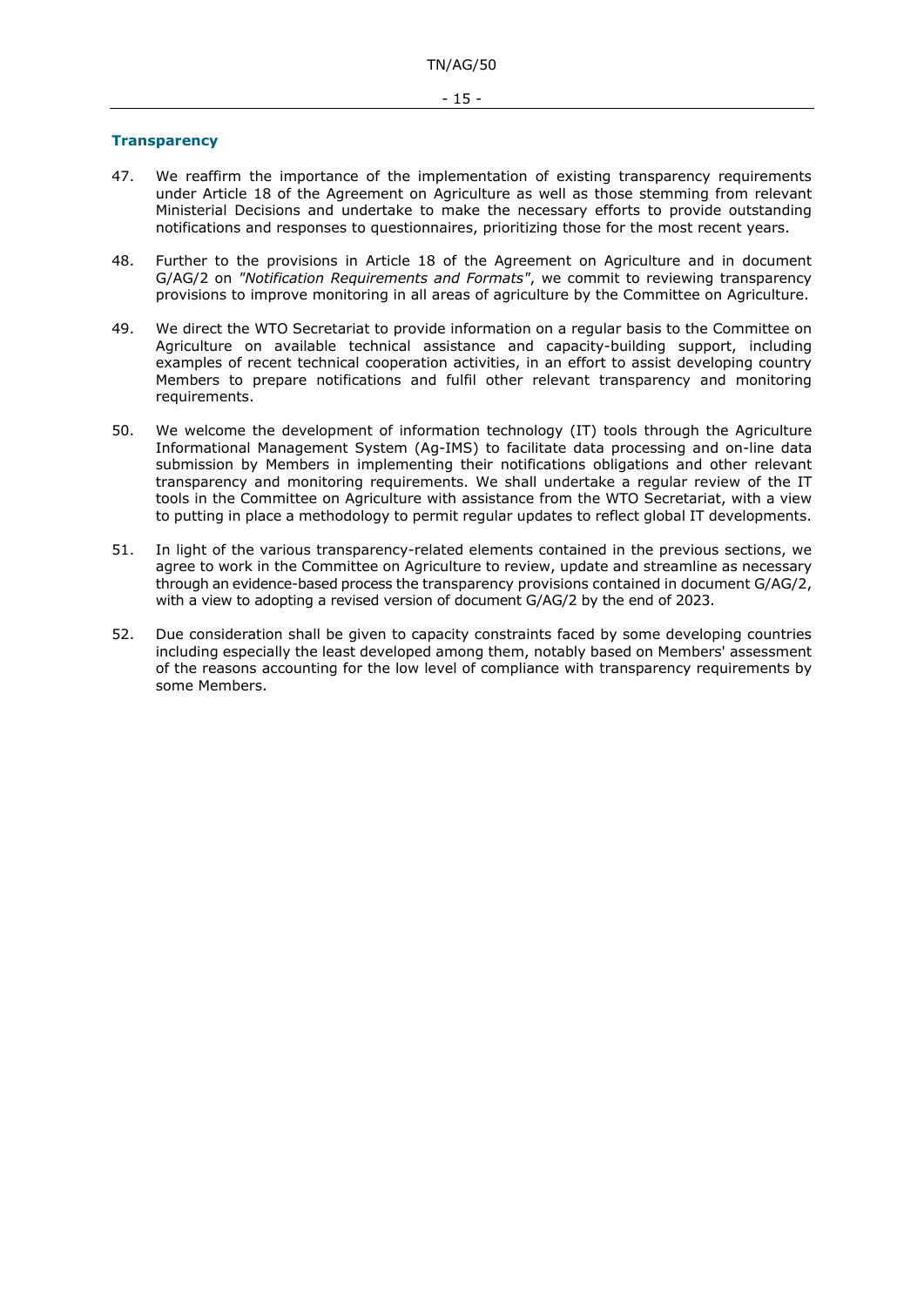## Transparency

47. We reaffirm the importance of the implementation of existing transparency requirements under Article 18 of the Agreement on Agriculture as well as those stemming from relevant Ministerial Decisions and undertake to make the necessary efforts to provide outstanding notifications and responses to questionnaires, prioritizing those for the most recent years.

48. Further to the provisions in Article 18 of the Agreement on Agriculture and in document G/AG/2 on *"Notification Requirements and Formats"*, we commit to reviewing transparency provisions to improve monitoring in all areas of agriculture by the Committee on Agriculture.

49. We direct the WTO Secretariat to provide information on a regular basis to the Committee on Agriculture on available technical assistance and capacity-building support, including examples of recent technical cooperation activities, in an effort to assist developing country Members to prepare notifications and fulfil other relevant transparency and monitoring requirements.

50. We welcome the development of information technology (IT) tools through the Agriculture Informational Management System (Ag-IMS) to facilitate data processing and on-line data submission by Members in implementing their notifications obligations and other relevant transparency and monitoring requirements. We shall undertake a regular review of the IT tools in the Committee on Agriculture with assistance from the WTO Secretariat, with a view to putting in place a methodology to permit regular updates to reflect global IT developments.

51. In light of the various transparency-related elements contained in the previous sections, we agree to work in the Committee on Agriculture to review, update and streamline as necessary through an evidence-based process the transparency provisions contained in document G/AG/2, with a view to adopting a revised version of document G/AG/2 by the end of 2023.

52. Due consideration shall be given to capacity constraints faced by some developing countries including especially the least developed among them, notably based on Members' assessment of the reasons accounting for the low level of compliance with transparency requirements by some Members.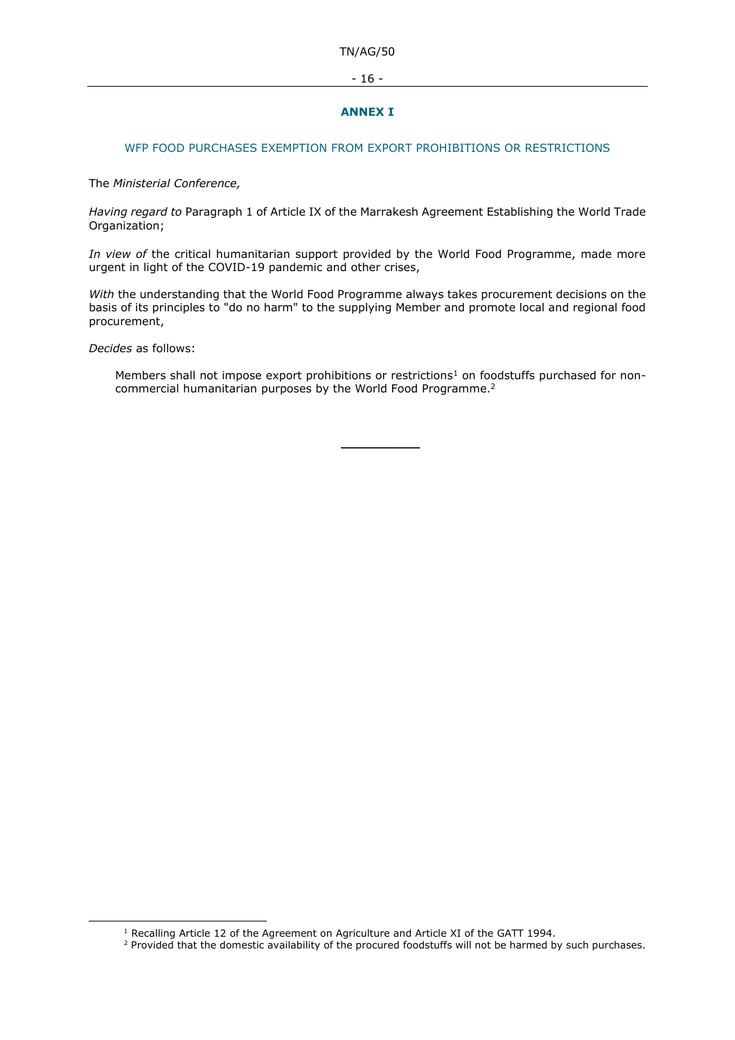## ANNEX I

### WFP FOOD PURCHASES EXEMPTION FROM EXPORT PROHIBITIONS OR RESTRICTIONS

The *Ministerial Conference,*

*Having regard to* Paragraph 1 of Article IX of the Marrakesh Agreement Establishing the World Trade Organization;

*In view of* the critical humanitarian support provided by the World Food Programme, made more urgent in light of the COVID-19 pandemic and other crises,

*With* the understanding that the World Food Programme always takes procurement decisions on the basis of its principles to "do no harm" to the supplying Member and promote local and regional food procurement,

*Decides* as follows:

> Members shall not impose export prohibitions or restrictions[1] on foodstuffs purchased for non-commercial humanitarian purposes by the World Food Programme.[2]

---

[1] Recalling Article 12 of the Agreement on Agriculture and Article XI of the GATT 1994.

[2] Provided that the domestic availability of the procured foodstuffs will not be harmed by such purchases.